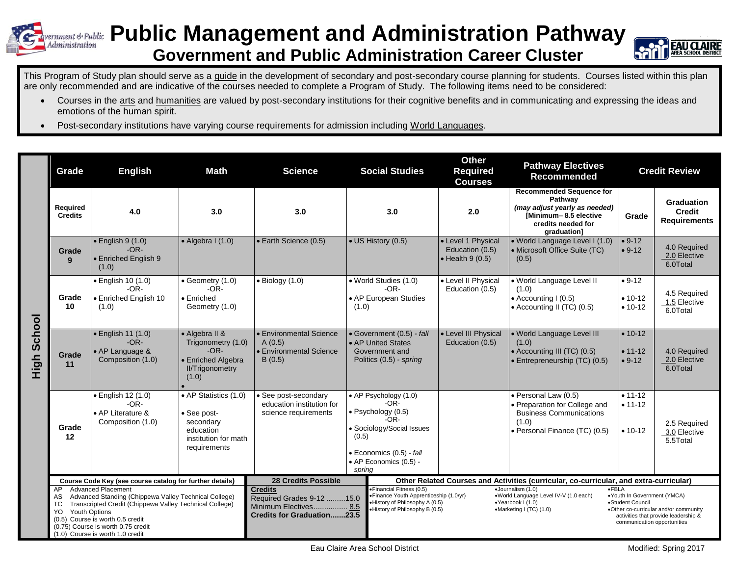# Public Management and Administration Pathway

## Government and Public Administration Career Cluster

This Program of Study plan should serve as a guide in the development of secondary and post-secondary course planning for students. Courses listed within this plan are only recommended and are indicative of the courses needed to complete a Program of Study. The following items need to be considered:

- Courses in the arts and humanities are valued by post-secondary institutions for their cognitive benefits and in communicating and expressing the ideas and emotions of the human spirit.
- Post-secondary institutions have varying course requirements for admission including World Languages.

**High School**

| Grade | English | Math | Science | Social Studies | Other Required Courses | Pathway Electives Recommended | Credit Review: Grade | Credit Review: Graduation Credit Requirements |
|---|---|---|---|---|---|---|---|---|
| Required Credits | 4.0 | 3.0 | 3.0 | 3.0 | 2.0 | Recommended Sequence for Pathway *(may adjust yearly as needed)* [Minimum– 8.5 elective credits needed for graduation] | Grade | Graduation Credit Requirements |
| Grade 9 | • English 9 (1.0) -OR- • Enriched English 9 (1.0) | • Algebra I (1.0) | • Earth Science (0.5) | • US History (0.5) | • Level 1 Physical Education (0.5) • Health 9 (0.5) | • World Language Level I (1.0) • Microsoft Office Suite (TC) (0.5) | • 9-12 • 9-12 | 4.0 Required 2.0 Elective 6.0Total |
| Grade 10 | • English 10 (1.0) -OR- • Enriched English 10 (1.0) | • Geometry (1.0) -OR- • Enriched Geometry (1.0) | • Biology (1.0) | • World Studies (1.0) -OR- • AP European Studies (1.0) | • Level II Physical Education (0.5) | • World Language Level II (1.0) • Accounting I (0.5) • Accounting II (TC) (0.5) | • 9-12 • 10-12 • 10-12 | 4.5 Required 1.5 Elective 6.0Total |
| Grade 11 | • English 11 (1.0) -OR- • AP Language & Composition (1.0) | • Algebra II & Trigonometry (1.0) -OR- • Enriched Algebra II/Trigonometry (1.0) • | • Environmental Science A (0.5) • Environmental Science B (0.5) | • Government (0.5) - *fall* • AP United States Government and Politics (0.5) - *spring* | • Level III Physical Education (0.5) | • World Language Level III (1.0) • Accounting III (TC) (0.5) • Entrepreneurship (TC) (0.5) | • 10-12 • 11-12 • 9-12 | 4.0 Required 2.0 Elective 6.0Total |
| Grade 12 | • English 12 (1.0) -OR- • AP Literature & Composition (1.0) | • AP Statistics (1.0) • See post-secondary education institution for math requirements | • See post-secondary education institution for science requirements | • AP Psychology (1.0) -OR- • Psychology (0.5) -OR- • Sociology/Social Issues (0.5) • Economics (0.5) - *fall* • AP Economics (0.5) - *spring* | | • Personal Law (0.5) • Preparation for College and Business Communications (1.0) • Personal Finance (TC) (0.5) | • 11-12 • 11-12 • 10-12 | 2.5 Required 3.0 Elective 5.5Total |

**Course Code Key (see course catalog for further details)**

- AP Advanced Placement
- AS Advanced Standing (Chippewa Valley Technical College)
- TC Transcripted Credit (Chippewa Valley Technical College)
- YO Youth Options
- (0.5) Course is worth 0.5 credit
- (0.75) Course is worth 0.75 credit
- (1.0) Course is worth 1.0 credit

**28 Credits Possible**

**Credits**
Required Grades 9-12 .........15.0
Minimum Electives................ 8.5
**Credits for Graduation.......23.5**

**Other Related Courses and Activities (curricular, co-curricular, and extra-curricular)**

- Financial Fitness (0.5)
- Finance Youth Apprenticeship (1.0/yr)
- History of Philosophy A (0.5)
- History of Philosophy B (0.5)
- Journalism (1.0)
- World Language Level IV-V (1.0 each)
- Yearbook I (1.0)
- Marketing I (TC) (1.0)
- FBLA
- Youth In Government (YMCA)
- Student Council
- Other co-curricular and/or community activities that provide leadership & communication opportunities

Eau Claire Area School District

Modified: Spring 2017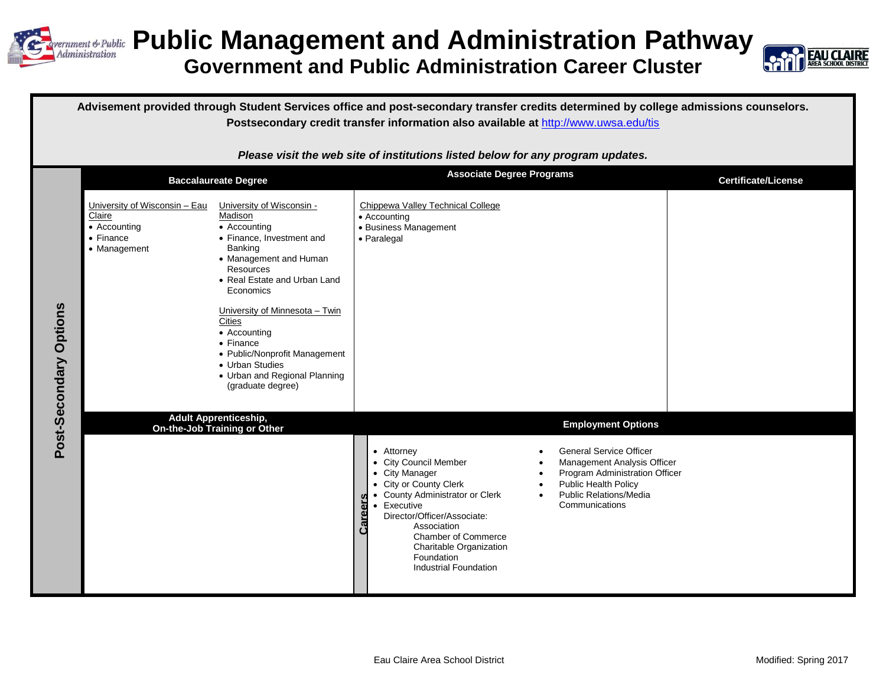# Public Management and Administration Pathway

## Government and Public Administration Career Cluster

**Advisement provided through Student Services office and post-secondary transfer credits determined by college admissions counselors.**
**Postsecondary credit transfer information also available at [http://www.uwsa.edu/tis](http://www.uwsa.edu/tis)**

***Please visit the web site of institutions listed below for any program updates.***

## Post-Secondary Options

| Baccalaureate Degree | | Associate Degree Programs | Certificate/License |
|---|---|---|---|
| University of Wisconsin – Eau Claire<br>• Accounting<br>• Finance<br>• Management | University of Wisconsin - Madison<br>• Accounting<br>• Finance, Investment and Banking<br>• Management and Human Resources<br>• Real Estate and Urban Land Economics<br><br>University of Minnesota – Twin Cities<br>• Accounting<br>• Finance<br>• Public/Nonprofit Management<br>• Urban Studies<br>• Urban and Regional Planning (graduate degree) | Chippewa Valley Technical College<br>• Accounting<br>• Business Management<br>• Paralegal | |

| Adult Apprenticeship, On-the-Job Training or Other | Employment Options | |
|---|---|---|
| | **Careers**<br>• Attorney<br>• City Council Member<br>• City Manager<br>• City or County Clerk<br>• County Administrator or Clerk<br>• Executive Director/Officer/Associate:<br>Association<br>Chamber of Commerce<br>Charitable Organization<br>Foundation<br>Industrial Foundation | • General Service Officer<br>• Management Analysis Officer<br>• Program Administration Officer<br>• Public Health Policy<br>• Public Relations/Media Communications |

Eau Claire Area School District

Modified: Spring 2017